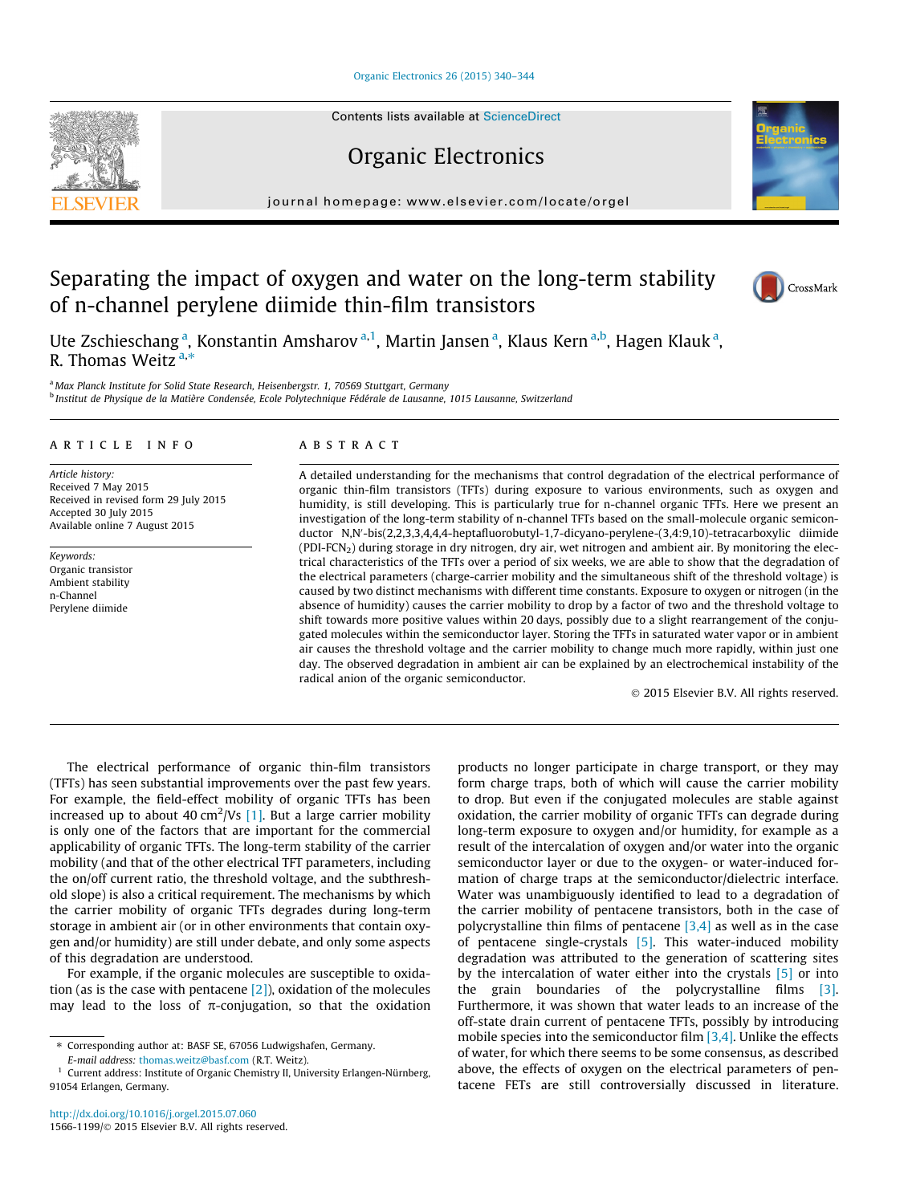# Separating the impact of oxygen and water on the long-term stability of n-channel perylene diimide thin-film transistors

Ute Zschieschang [a], Konstantin Amsharov [a,1], Martin Jansen [a], Klaus Kern [a,b], Hagen Klauk [a], R. Thomas Weitz [a,*]

[a] Max Planck Institute for Solid State Research, Heisenbergstr. 1, 70569 Stuttgart, Germany
[b] Institut de Physique de la Matière Condensée, Ecole Polytechnique Fédérale de Lausanne, 1015 Lausanne, Switzerland

## ARTICLE INFO

*Article history:*
Received 7 May 2015
Received in revised form 29 July 2015
Accepted 30 July 2015
Available online 7 August 2015

*Keywords:*
Organic transistor
Ambient stability
n-Channel
Perylene diimide

## ABSTRACT

A detailed understanding for the mechanisms that control degradation of the electrical performance of organic thin-film transistors (TFTs) during exposure to various environments, such as oxygen and humidity, is still developing. This is particularly true for n-channel organic TFTs. Here we present an investigation of the long-term stability of n-channel TFTs based on the small-molecule organic semiconductor N,N′-bis(2,2,3,3,4,4,4-heptafluorobutyl-1,7-dicyano-perylene-(3,4:9,10)-tetracarboxylic diimide ($PDI-FCN_2$) during storage in dry nitrogen, dry air, wet nitrogen and ambient air. By monitoring the electrical characteristics of the TFTs over a period of six weeks, we are able to show that the degradation of the electrical parameters (charge-carrier mobility and the simultaneous shift of the threshold voltage) is caused by two distinct mechanisms with different time constants. Exposure to oxygen or nitrogen (in the absence of humidity) causes the carrier mobility to drop by a factor of two and the threshold voltage to shift towards more positive values within 20 days, possibly due to a slight rearrangement of the conjugated molecules within the semiconductor layer. Storing the TFTs in saturated water vapor or in ambient air causes the threshold voltage and the carrier mobility to change much more rapidly, within just one day. The observed degradation in ambient air can be explained by an electrochemical instability of the radical anion of the organic semiconductor.

© 2015 Elsevier B.V. All rights reserved.

The electrical performance of organic thin-film transistors (TFTs) has seen substantial improvements over the past few years. For example, the field-effect mobility of organic TFTs has been increased up to about 40 $cm^2/Vs$ [1]. But a large carrier mobility is only one of the factors that are important for the commercial applicability of organic TFTs. The long-term stability of the carrier mobility (and that of the other electrical TFT parameters, including the on/off current ratio, the threshold voltage, and the subthreshold slope) is also a critical requirement. The mechanisms by which the carrier mobility of organic TFTs degrades during long-term storage in ambient air (or in other environments that contain oxygen and/or humidity) are still under debate, and only some aspects of this degradation are understood.

For example, if the organic molecules are susceptible to oxidation (as is the case with pentacene [2]), oxidation of the molecules may lead to the loss of π-conjugation, so that the oxidation products no longer participate in charge transport, or they may form charge traps, both of which will cause the carrier mobility to drop. But even if the conjugated molecules are stable against oxidation, the carrier mobility of organic TFTs can degrade during long-term exposure to oxygen and/or humidity, for example as a result of the intercalation of oxygen and/or water into the organic semiconductor layer or due to the oxygen- or water-induced formation of charge traps at the semiconductor/dielectric interface. Water was unambiguously identified to lead to a degradation of the carrier mobility of pentacene transistors, both in the case of polycrystalline thin films of pentacene [3,4] as well as in the case of pentacene single-crystals [5]. This water-induced mobility degradation was attributed to the generation of scattering sites by the intercalation of water either into the crystals [5] or into the grain boundaries of the polycrystalline films [3]. Furthermore, it was shown that water leads to an increase of the off-state drain current of pentacene TFTs, possibly by introducing mobile species into the semiconductor film [3,4]. Unlike the effects of water, for which there seems to be some consensus, as described above, the effects of oxygen on the electrical parameters of pentacene FETs are still controversially discussed in literature.

* Corresponding author at: BASF SE, 67056 Ludwigshafen, Germany.
*E-mail address:* thomas.weitz@basf.com (R.T. Weitz).
[1] Current address: Institute of Organic Chemistry II, University Erlangen-Nürnberg, 91054 Erlangen, Germany.

http://dx.doi.org/10.1016/j.orgel.2015.07.060
1566-1199/© 2015 Elsevier B.V. All rights reserved.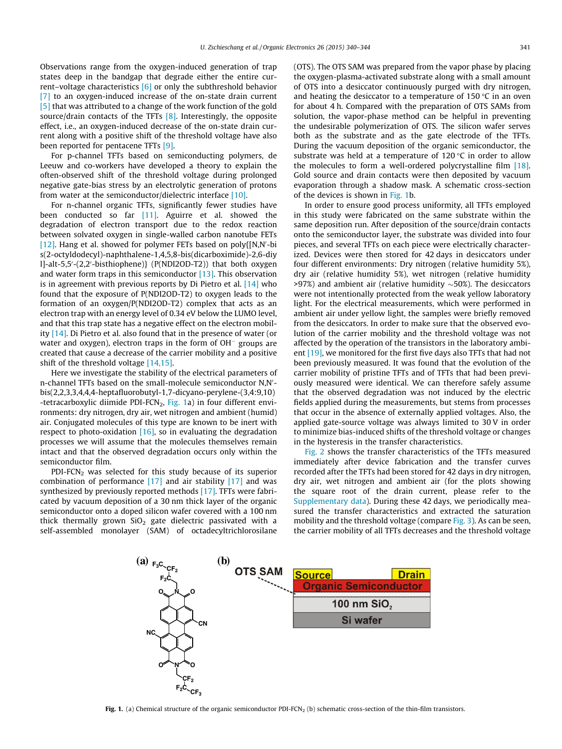Observations range from the oxygen-induced generation of trap states deep in the bandgap that degrade either the entire current–voltage characteristics [6] or only the subthreshold behavior [7] to an oxygen-induced increase of the on-state drain current [5] that was attributed to a change of the work function of the gold source/drain contacts of the TFTs [8]. Interestingly, the opposite effect, i.e., an oxygen-induced decrease of the on-state drain current along with a positive shift of the threshold voltage have also been reported for pentacene TFTs [9].

For p-channel TFTs based on semiconducting polymers, de Leeuw and co-workers have developed a theory to explain the often-observed shift of the threshold voltage during prolonged negative gate-bias stress by an electrolytic generation of protons from water at the semiconductor/dielectric interface [10].

For n-channel organic TFTs, significantly fewer studies have been conducted so far [11]. Aguirre et al. showed the degradation of electron transport due to the redox reaction between solvated oxygen in single-walled carbon nanotube FETs [12]. Hang et al. showed for polymer FETs based on poly{[N,N′-bis(2-octyldodecyl)-naphthalene-1,4,5,8-bis(dicarboximide)-2,6-diyl]-alt-5,5′-(2,2′-bisthiophene)} (P(NDI2OD-T2)) that both oxygen and water form traps in this semiconductor [13]. This observation is in agreement with previous reports by Di Pietro et al. [14] who found that the exposure of P(NDI2OD-T2) to oxygen leads to the formation of an oxygen/P(NDI2OD-T2) complex that acts as an electron trap with an energy level of 0.34 eV below the LUMO level, and that this trap state has a negative effect on the electron mobility [14]. Di Pietro et al. also found that in the presence of water (or water and oxygen), electron traps in the form of $OH^-$ groups are created that cause a decrease of the carrier mobility and a positive shift of the threshold voltage [14,15].

Here we investigate the stability of the electrical parameters of n-channel TFTs based on the small-molecule semiconductor N,N′-bis(2,2,3,3,4,4,4-heptafluorobutyl-1,7-dicyano-perylene-(3,4:9,10)-tetracarboxylic diimide PDI-$FCN_2$, Fig. 1a) in four different environments: dry nitrogen, dry air, wet nitrogen and ambient (humid) air. Conjugated molecules of this type are known to be inert with respect to photo-oxidation [16], so in evaluating the degradation processes we will assume that the molecules themselves remain intact and that the observed degradation occurs only within the semiconductor film.

PDI-$FCN_2$ was selected for this study because of its superior combination of performance [17] and air stability [17] and was synthesized by previously reported methods [17]. TFTs were fabricated by vacuum deposition of a 30 nm thick layer of the organic semiconductor onto a doped silicon wafer covered with a 100 nm thick thermally grown $SiO_2$ gate dielectric passivated with a self-assembled monolayer (SAM) of octadecyltrichlorosilane (OTS). The OTS SAM was prepared from the vapor phase by placing the oxygen-plasma-activated substrate along with a small amount of OTS into a desiccator continuously purged with dry nitrogen, and heating the desiccator to a temperature of 150 °C in an oven for about 4 h. Compared with the preparation of OTS SAMs from solution, the vapor-phase method can be helpful in preventing the undesirable polymerization of OTS. The silicon wafer serves both as the substrate and as the gate electrode of the TFTs. During the vacuum deposition of the organic semiconductor, the substrate was held at a temperature of 120 °C in order to allow the molecules to form a well-ordered polycrystalline film [18]. Gold source and drain contacts were then deposited by vacuum evaporation through a shadow mask. A schematic cross-section of the devices is shown in Fig. 1b.

In order to ensure good process uniformity, all TFTs employed in this study were fabricated on the same substrate within the same deposition run. After deposition of the source/drain contacts onto the semiconductor layer, the substrate was divided into four pieces, and several TFTs on each piece were electrically characterized. Devices were then stored for 42 days in desiccators under four different environments: Dry nitrogen (relative humidity 5%), dry air (relative humidity 5%), wet nitrogen (relative humidity >97%) and ambient air (relative humidity ~50%). The desiccators were not intentionally protected from the weak yellow laboratory light. For the electrical measurements, which were performed in ambient air under yellow light, the samples were briefly removed from the desiccators. In order to make sure that the observed evolution of the carrier mobility and the threshold voltage was not affected by the operation of the transistors in the laboratory ambient [19], we monitored for the first five days also TFTs that had not been previously measured. It was found that the evolution of the carrier mobility of pristine TFTs and of TFTs that had been previously measured were identical. We can therefore safely assume that the observed degradation was not induced by the electric fields applied during the measurements, but stems from processes that occur in the absence of externally applied voltages. Also, the applied gate-source voltage was always limited to 30 V in order to minimize bias-induced shifts of the threshold voltage or changes in the hysteresis in the transfer characteristics.

Fig. 2 shows the transfer characteristics of the TFTs measured immediately after device fabrication and the transfer curves recorded after the TFTs had been stored for 42 days in dry nitrogen, dry air, wet nitrogen and ambient air (for the plots showing the square root of the drain current, please refer to the Supplementary data). During these 42 days, we periodically measured the transfer characteristics and extracted the saturation mobility and the threshold voltage (compare Fig. 3). As can be seen, the carrier mobility of all TFTs decreases and the threshold voltage

**Fig. 1.** (a) Chemical structure of the organic semiconductor PDI-$FCN_2$ (b) schematic cross-section of the thin-film transistors.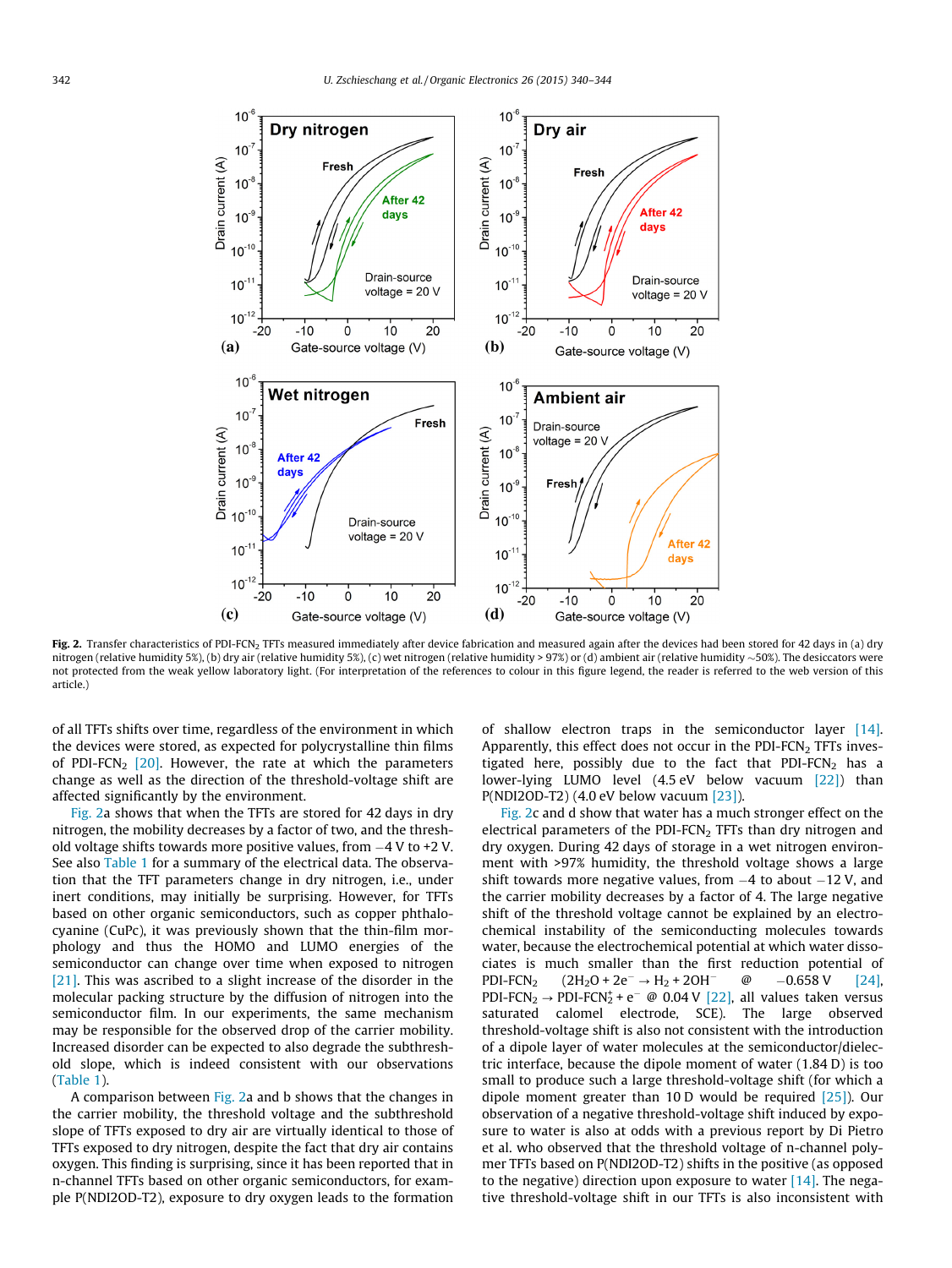Fig. 2. Transfer characteristics of PDI-$FCN_2$ TFTs measured immediately after device fabrication and measured again after the devices had been stored for 42 days in (a) dry nitrogen (relative humidity 5%), (b) dry air (relative humidity 5%), (c) wet nitrogen (relative humidity > 97%) or (d) ambient air (relative humidity ~50%). The desiccators were not protected from the weak yellow laboratory light. (For interpretation of the references to colour in this figure legend, the reader is referred to the web version of this article.)

of all TFTs shifts over time, regardless of the environment in which the devices were stored, as expected for polycrystalline thin films of PDI-$FCN_2$ [20]. However, the rate at which the parameters change as well as the direction of the threshold-voltage shift are affected significantly by the environment.

Fig. 2a shows that when the TFTs are stored for 42 days in dry nitrogen, the mobility decreases by a factor of two, and the threshold voltage shifts towards more positive values, from −4 V to +2 V. See also Table 1 for a summary of the electrical data. The observation that the TFT parameters change in dry nitrogen, i.e., under inert conditions, may initially be surprising. However, for TFTs based on other organic semiconductors, such as copper phthalocyanine (CuPc), it was previously shown that the thin-film morphology and thus the HOMO and LUMO energies of the semiconductor can change over time when exposed to nitrogen [21]. This was ascribed to a slight increase of the disorder in the molecular packing structure by the diffusion of nitrogen into the semiconductor film. In our experiments, the same mechanism may be responsible for the observed drop of the carrier mobility. Increased disorder can be expected to also degrade the subthreshold slope, which is indeed consistent with our observations (Table 1).

A comparison between Fig. 2a and b shows that the changes in the carrier mobility, the threshold voltage and the subthreshold slope of TFTs exposed to dry air are virtually identical to those of TFTs exposed to dry nitrogen, despite the fact that dry air contains oxygen. This finding is surprising, since it has been reported that in n-channel TFTs based on other organic semiconductors, for example P(NDI2OD-T2), exposure to dry oxygen leads to the formation of shallow electron traps in the semiconductor layer [14]. Apparently, this effect does not occur in the PDI-$FCN_2$ TFTs investigated here, possibly due to the fact that PDI-$FCN_2$ has a lower-lying LUMO level (4.5 eV below vacuum [22]) than P(NDI2OD-T2) (4.0 eV below vacuum [23]).

Fig. 2c and d show that water has a much stronger effect on the electrical parameters of the PDI-$FCN_2$ TFTs than dry nitrogen and dry oxygen. During 42 days of storage in a wet nitrogen environment with >97% humidity, the threshold voltage shows a large shift towards more negative values, from −4 to about −12 V, and the carrier mobility decreases by a factor of 4. The large negative shift of the threshold voltage cannot be explained by an electrochemical instability of the semiconducting molecules towards water, because the electrochemical potential at which water dissociates is much smaller than the first reduction potential of PDI-$FCN_2$ ($2H_2O + 2e^- \rightarrow H_2 + 2OH^-$ @ −0.658 V [24], PDI-$FCN_2$ $\rightarrow$ PDI-$FCN_2^+ + e^-$ @ 0.04 V [22], all values taken versus saturated calomel electrode, SCE). The large observed threshold-voltage shift is also not consistent with the introduction of a dipole layer of water molecules at the semiconductor/dielectric interface, because the dipole moment of water (1.84 D) is too small to produce such a large threshold-voltage shift (for which a dipole moment greater than 10 D would be required [25]). Our observation of a negative threshold-voltage shift induced by exposure to water is also at odds with a previous report by Di Pietro et al. who observed that the threshold voltage of n-channel polymer TFTs based on P(NDI2OD-T2) shifts in the positive (as opposed to the negative) direction upon exposure to water [14]. The negative threshold-voltage shift in our TFTs is also inconsistent with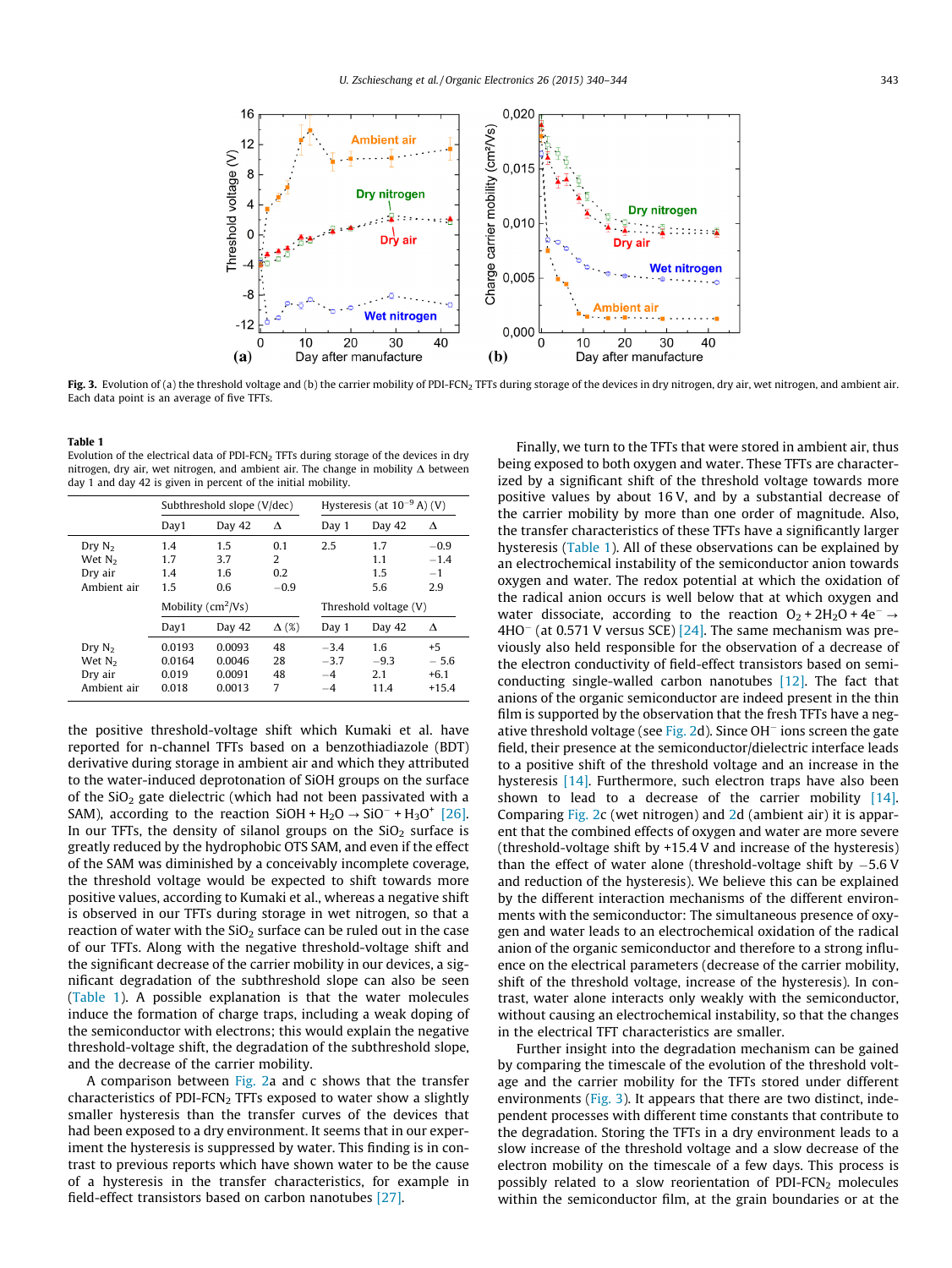**Fig. 3.** Evolution of (a) the threshold voltage and (b) the carrier mobility of PDI-FCN$_2$ TFTs during storage of the devices in dry nitrogen, dry air, wet nitrogen, and ambient air. Each data point is an average of five TFTs.

**Table 1**
Evolution of the electrical data of PDI-FCN$_2$ TFTs during storage of the devices in dry nitrogen, dry air, wet nitrogen, and ambient air. The change in mobility Δ between day 1 and day 42 is given in percent of the initial mobility.

| | Subthreshold slope (V/dec) | | | Hysteresis (at $10^{-9}$ A) (V) | | |
|---|---|---|---|---|---|---|
| | Day1 | Day 42 | Δ | Day 1 | Day 42 | Δ |
| Dry N$_2$ | 1.4 | 1.5 | 0.1 | 2.5 | 1.7 | −0.9 |
| Wet N$_2$ | 1.7 | 3.7 | 2 | | 1.1 | −1.4 |
| Dry air | 1.4 | 1.6 | 0.2 | | 1.5 | −1 |
| Ambient air | 1.5 | 0.6 | −0.9 | | 5.6 | 2.9 |
| | Mobility (cm$^2$/Vs) | | | Threshold voltage (V) | | |
| | Day1 | Day 42 | Δ (%) | Day 1 | Day 42 | Δ |
| Dry N$_2$ | 0.0193 | 0.0093 | 48 | −3.4 | 1.6 | +5 |
| Wet N$_2$ | 0.0164 | 0.0046 | 28 | −3.7 | −9.3 | − 5.6 |
| Dry air | 0.019 | 0.0091 | 48 | −4 | 2.1 | +6.1 |
| Ambient air | 0.018 | 0.0013 | 7 | −4 | 11.4 | +15.4 |

the positive threshold-voltage shift which Kumaki et al. have reported for n-channel TFTs based on a benzothiadiazole (BDT) derivative during storage in ambient air and which they attributed to the water-induced deprotonation of SiOH groups on the surface of the SiO$_2$ gate dielectric (which had not been passivated with a SAM), according to the reaction $SiOH + H_2O \rightarrow SiO^- + H_3O^+$ [26]. In our TFTs, the density of silanol groups on the SiO$_2$ surface is greatly reduced by the hydrophobic OTS SAM, and even if the effect of the SAM was diminished by a conceivably incomplete coverage, the threshold voltage would be expected to shift towards more positive values, according to Kumaki et al., whereas a negative shift is observed in our TFTs during storage in wet nitrogen, so that a reaction of water with the SiO$_2$ surface can be ruled out in the case of our TFTs. Along with the negative threshold-voltage shift and the significant decrease of the carrier mobility in our devices, a significant degradation of the subthreshold slope can also be seen (Table 1). A possible explanation is that the water molecules induce the formation of charge traps, including a weak doping of the semiconductor with electrons; this would explain the negative threshold-voltage shift, the degradation of the subthreshold slope, and the decrease of the carrier mobility.

A comparison between Fig. 2a and c shows that the transfer characteristics of PDI-FCN$_2$ TFTs exposed to water show a slightly smaller hysteresis than the transfer curves of the devices that had been exposed to a dry environment. It seems that in our experiment the hysteresis is suppressed by water. This finding is in contrast to previous reports which have shown water to be the cause of a hysteresis in the transfer characteristics, for example in field-effect transistors based on carbon nanotubes [27].

Finally, we turn to the TFTs that were stored in ambient air, thus being exposed to both oxygen and water. These TFTs are characterized by a significant shift of the threshold voltage towards more positive values by about 16 V, and by a substantial decrease of the carrier mobility by more than one order of magnitude. Also, the transfer characteristics of these TFTs have a significantly larger hysteresis (Table 1). All of these observations can be explained by an electrochemical instability of the semiconductor anion towards oxygen and water. The redox potential at which the oxidation of the radical anion occurs is well below that at which oxygen and water dissociate, according to the reaction $O_2 + 2H_2O + 4e^- \rightarrow 4HO^-$ (at 0.571 V versus SCE) [24]. The same mechanism was previously also held responsible for the observation of a decrease of the electron conductivity of field-effect transistors based on semiconducting single-walled carbon nanotubes [12]. The fact that anions of the organic semiconductor are indeed present in the thin film is supported by the observation that the fresh TFTs have a negative threshold voltage (see Fig. 2d). Since $OH^-$ ions screen the gate field, their presence at the semiconductor/dielectric interface leads to a positive shift of the threshold voltage and an increase in the hysteresis [14]. Furthermore, such electron traps have also been shown to lead to a decrease of the carrier mobility [14]. Comparing Fig. 2c (wet nitrogen) and 2d (ambient air) it is apparent that the combined effects of oxygen and water are more severe (threshold-voltage shift by +15.4 V and increase of the hysteresis) than the effect of water alone (threshold-voltage shift by −5.6 V and reduction of the hysteresis). We believe this can be explained by the different interaction mechanisms of the different environments with the semiconductor: The simultaneous presence of oxygen and water leads to an electrochemical oxidation of the radical anion of the organic semiconductor and therefore to a strong influence on the electrical parameters (decrease of the carrier mobility, shift of the threshold voltage, increase of the hysteresis). In contrast, water alone interacts only weakly with the semiconductor, without causing an electrochemical instability, so that the changes in the electrical TFT characteristics are smaller.

Further insight into the degradation mechanism can be gained by comparing the timescale of the evolution of the threshold voltage and the carrier mobility for the TFTs stored under different environments (Fig. 3). It appears that there are two distinct, independent processes with different time constants that contribute to the degradation. Storing the TFTs in a dry environment leads to a slow increase of the threshold voltage and a slow decrease of the electron mobility on the timescale of a few days. This process is possibly related to a slow reorientation of PDI-FCN$_2$ molecules within the semiconductor film, at the grain boundaries or at the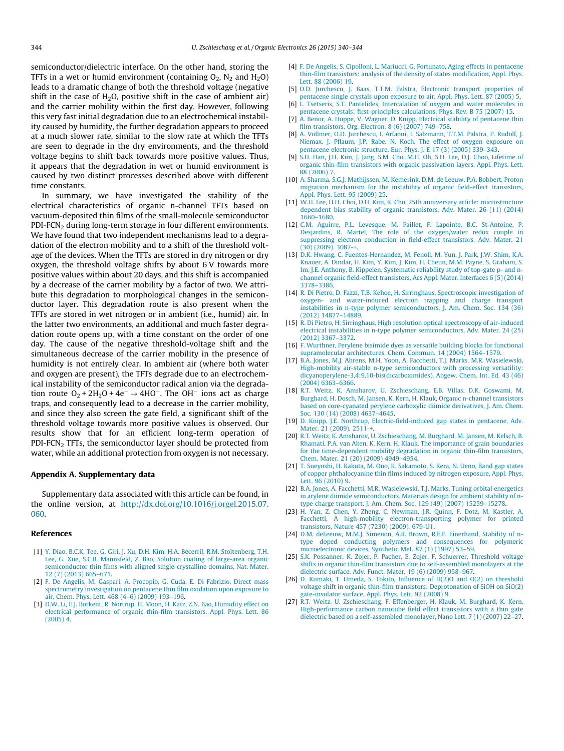semiconductor/dielectric interface. On the other hand, storing the TFTs in a wet or humid environment (containing $O_2$, $N_2$ and $H_2O$) leads to a dramatic change of both the threshold voltage (negative shift in the case of $H_2O$, positive shift in the case of ambient air) and the carrier mobility within the first day. However, following this very fast initial degradation due to an electrochemical instability caused by humidity, the further degradation appears to proceed at a much slower rate, similar to the slow rate at which the TFTs are seen to degrade in the dry environments, and the threshold voltage begins to shift back towards more positive values. Thus, it appears that the degradation in wet or humid environment is caused by two distinct processes described above with different time constants.

In summary, we have investigated the stability of the electrical characteristics of organic n-channel TFTs based on vacuum-deposited thin films of the small-molecule semiconductor PDI-$FCN_2$ during long-term storage in four different environments. We have found that two independent mechanisms lead to a degradation of the electron mobility and to a shift of the threshold voltage of the devices. When the TFTs are stored in dry nitrogen or dry oxygen, the threshold voltage shifts by about 6 V towards more positive values within about 20 days, and this shift is accompanied by a decrease of the carrier mobility by a factor of two. We attribute this degradation to morphological changes in the semiconductor layer. This degradation route is also present when the TFTs are stored in wet nitrogen or in ambient (i.e., humid) air. In the latter two environments, an additional and much faster degradation route opens up, with a time constant on the order of one day. The cause of the negative threshold-voltage shift and the simultaneous decrease of the carrier mobility in the presence of humidity is not entirely clear. In ambient air (where both water and oxygen are present), the TFTs degrade due to an electrochemical instability of the semiconductor radical anion via the degradation route $O_2 + 2H_2O + 4e^- \rightarrow 4HO^-$. The $OH^-$ ions act as charge traps, and consequently lead to a decrease in the carrier mobility, and since they also screen the gate field, a significant shift of the threshold voltage towards more positive values is observed. Our results show that for an efficient long-term operation of PDI-$FCN_2$ TFTs, the semiconductor layer should be protected from water, while an additional protection from oxygen is not necessary.

## Appendix A. Supplementary data

Supplementary data associated with this article can be found, in the online version, at http://dx.doi.org/10.1016/j.orgel.2015.07.060.

## References

[1] Y. Diao, B.C.K. Tee, G. Giri, J. Xu, D.H. Kim, H.A. Becerril, R.M. Stoltenberg, T.H. Lee, G. Xue, S.C.B. Mannsfeld, Z. Bao, Solution coating of large-area organic semiconductor thin films with aligned single-crystalline domains, Nat. Mater. 12 (7) (2013) 665–671.

[2] F. De Angelis, M. Gaspari, A. Procopio, G. Cuda, E. Di Fabrizio, Direct mass spectrometry investigation on pentacene thin film oxidation upon exposure to air, Chem. Phys. Lett. 468 (4–6) (2009) 193–196.

[3] D.W. Li, E.J. Borkent, R. Nortrup, H. Moon, H. Katz, Z.N. Bao, Humidity effect on electrical performance of organic thin-film transistors, Appl. Phys. Lett. 86 (2005) 4.

[4] F. De Angelis, S. Cipolloni, L. Mariucci, G. Fortunato, Aging effects in pentacene thin-film transistors: analysis of the density of states modification, Appl. Phys. Lett. 88 (2006) 19.

[5] O.D. Jurchescu, J. Baas, T.T.M. Palstra, Electronic transport properties of pentacene single crystals upon exposure to air, Appl. Phys. Lett. 87 (2005) 5.

[6] L. Tsetseris, S.T. Pantelides, Intercalation of oxygen and water molecules in pentacene crystals: first-principles calculations, Phys. Rev. B 75 (2007) 15.

[7] A. Benor, A. Hoppe, V. Wagner, D. Knipp, Electrical stability of pentacene thin film transistors, Org. Electron. 8 (6) (2007) 749–758.

[8] A. Vollmer, O.D. Jurchescu, I. Arfaoui, I. Salzmann, T.T.M. Palstra, P. Rudolf, J. Niemax, J. Pflaum, J.P. Rabe, N. Koch, The effect of oxygen exposure on pentacene electronic structure, Eur. Phys. J. E 17 (3) (2005) 339–343.

[9] S.H. Han, J.H. Kim, J. Jang, S.M. Cho, M.H. Oh, S.H. Lee, D.J. Choo, Lifetime of organic thin-film transistors with organic passivation layers, Appl. Phys. Lett. 88 (2006) 7.

[10] A. Sharma, S.G.J. Mathijssen, M. Kemerink, D.M. de Leeuw, P.A. Bobbert, Proton migration mechanism for the instability of organic field-effect transistors, Appl. Phys. Lett. 95 (2009) 25.

[11] W.H. Lee, H.H. Choi, D.H. Kim, K. Cho, 25th anniversary article: microstructure dependent bias stability of organic transistors, Adv. Mater. 26 (11) (2014) 1660–1680.

[12] C.M. Aguirre, P.L. Levesque, M. Paillet, F. Lapointe, B.C. St-Antoine, P. Desjardins, R. Martel, The role of the oxygen/water redox couple in suppressing electron conduction in field-effect transistors, Adv. Mater. 21 (30) (2009). 3087-+.

[13] D.K. Hwang, C. Fuentes-Hernandez, M. Fenoll, M. Yun, J. Park, J.W. Shim, K.A. Knauer, A. Dindar, H. Kim, Y. Kim, J. Kim, H. Cheun, M.M. Payne, S. Graham, S. Im, J.E. Anthony, B. Kippelen, Systematic reliability study of top-gate p- and n-channel organic field-effect transistors, Acs Appl. Mater. Interfaces 6 (5) (2014) 3378–3386.

[14] R. Di Pietro, D. Fazzi, T.B. Kehoe, H. Sirringhaus, Spectroscopic investigation of oxygen- and water-induced electron trapping and charge transport instabilities in n-type polymer semiconductors, J. Am. Chem. Soc. 134 (36) (2012) 14877–14889.

[15] R. Di Pietro, H. Sirringhaus, High resolution optical spectroscopy of air-induced electrical instabilities in n-type polymer semiconductors, Adv. Mater. 24 (25) (2012) 3367–3372.

[16] F. Wurthner, Perylene bisimide dyes as versatile building blocks for functional supramolecular architectures, Chem. Commun. 14 (2004) 1564–1579.

[17] B.A. Jones, M.J. Ahrens, M.H. Yoon, A. Facchetti, T.J. Marks, M.R. Wasielewski, High-mobility air-stable n-type semiconductors with processing versatility: dicyanoperylene-3,4:9,10-bis(dicarboximides), Angew. Chem. Int. Ed. 43 (46) (2004) 6363–6366.

[18] R.T. Weitz, K. Amsharov, U. Zschieschang, E.B. Villas, D.K. Goswami, M. Burghard, H. Dosch, M. Jansen, K. Kern, H. Klauk, Organic n-channel transistors based on core-cyanated perylene carboxylic diimide derivatives, J. Am. Chem. Soc. 130 (14) (2008) 4637–4645.

[19] D. Knipp, J.E. Northrup, Electric-field-induced gap states in pentacene, Adv. Mater. 21 (2009). 2511-+.

[20] R.T. Weitz, K. Amsharov, U. Zschieschang, M. Burghard, M. Jansen, M. Kelsch, B. Rhamati, P.A. van Aken, K. Kern, H. Klauk, The importance of grain boundaries for the time-dependent mobility degradation in organic thin-film transistors, Chem. Mater. 21 (20) (2009) 4949–4954.

[21] T. Sueyoshi, H. Kakuta, M. Ono, K. Sakamoto, S. Kera, N. Ueno, Band gap states of copper phthalocyanine thin films induced by nitrogen exposure, Appl. Phys. Lett. 96 (2010) 9.

[22] B.A. Jones, A. Facchetti, M.R. Wasielewski, T.J. Marks, Tuning orbital energetics in arylene diimide semiconductors. Materials design for ambient stability of n-type charge transport, J. Am. Chem. Soc. 129 (49) (2007) 15259–15278.

[23] H. Yan, Z. Chen, Y. Zheng, C. Newman, J.R. Quinn, F. Dotz, M. Kastler, A. Facchetti, A high-mobility electron-transporting polymer for printed transistors, Nature 457 (7230) (2009). 679-U1.

[24] D.M. deLeeuw, M.M.J. Simenon, A.R. Brown, R.E.F. Einerhand, Stability of n-type doped conducting polymers and consequences for polymeric microelectronic devices, Synthetic Met. 87 (1) (1997) 53–59.

[25] S.K. Possanner, K. Zojer, P. Pacher, E. Zojer, F. Schuerrer, Threshold voltage shifts in organic thin-film transistors due to self-assembled monolayers at the dielectric surface, Adv. Funct. Mater. 19 (6) (2009) 958–967.

[26] D. Kumaki, T. Umeda, S. Tokito, Influence of H(2)O and O(2) on threshold voltage shift in organic thin-film transistors: Deprotonation of SiOH on SiO(2) gate-insulator surface, Appl. Phys. Lett. 92 (2008) 9.

[27] R.T. Weitz, U. Zschieschang, F. Effenberger, H. Klauk, M. Burghard, K. Kern, High-performance carbon nanotube field effect transistors with a thin gate dielectric based on a self-assembled monolayer, Nano Lett. 7 (1) (2007) 22–27.